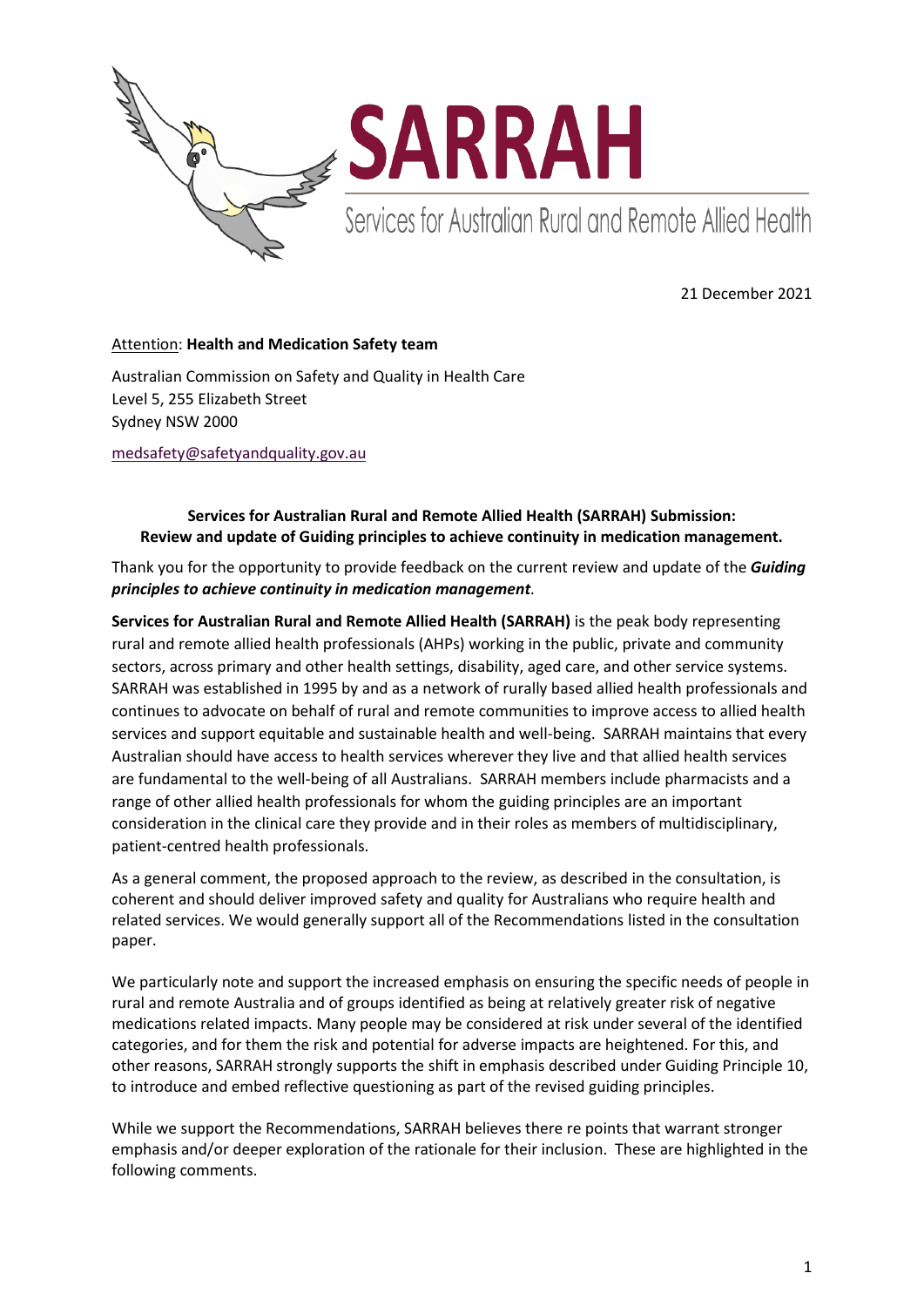# SARRAH

Services for Australian Rural and Remote Allied Health

21 December 2021

Attention: **Health and Medication Safety team**

Australian Commission on Safety and Quality in Health Care
Level 5, 255 Elizabeth Street
Sydney NSW 2000

medsafety@safetyandquality.gov.au

**Services for Australian Rural and Remote Allied Health (SARRAH) Submission:**
**Review and update of Guiding principles to achieve continuity in medication management.**

Thank you for the opportunity to provide feedback on the current review and update of the ***Guiding principles to achieve continuity in medication management***.

**Services for Australian Rural and Remote Allied Health (SARRAH)** is the peak body representing rural and remote allied health professionals (AHPs) working in the public, private and community sectors, across primary and other health settings, disability, aged care, and other service systems. SARRAH was established in 1995 by and as a network of rurally based allied health professionals and continues to advocate on behalf of rural and remote communities to improve access to allied health services and support equitable and sustainable health and well-being. SARRAH maintains that every Australian should have access to health services wherever they live and that allied health services are fundamental to the well-being of all Australians. SARRAH members include pharmacists and a range of other allied health professionals for whom the guiding principles are an important consideration in the clinical care they provide and in their roles as members of multidisciplinary, patient-centred health professionals.

As a general comment, the proposed approach to the review, as described in the consultation, is coherent and should deliver improved safety and quality for Australians who require health and related services. We would generally support all of the Recommendations listed in the consultation paper.

We particularly note and support the increased emphasis on ensuring the specific needs of people in rural and remote Australia and of groups identified as being at relatively greater risk of negative medications related impacts. Many people may be considered at risk under several of the identified categories, and for them the risk and potential for adverse impacts are heightened. For this, and other reasons, SARRAH strongly supports the shift in emphasis described under Guiding Principle 10, to introduce and embed reflective questioning as part of the revised guiding principles.

While we support the Recommendations, SARRAH believes there re points that warrant stronger emphasis and/or deeper exploration of the rationale for their inclusion. These are highlighted in the following comments.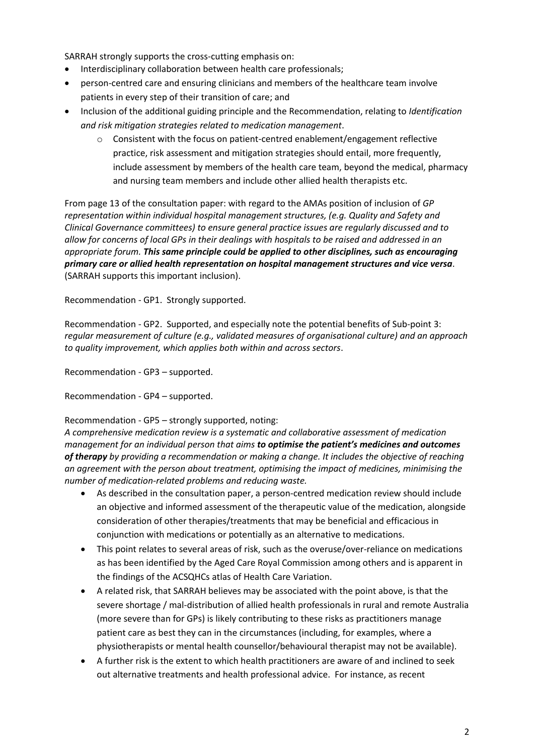SARRAH strongly supports the cross-cutting emphasis on:

- Interdisciplinary collaboration between health care professionals;
- person-centred care and ensuring clinicians and members of the healthcare team involve patients in every step of their transition of care; and
- Inclusion of the additional guiding principle and the Recommendation, relating to *Identification and risk mitigation strategies related to medication management*.
  - Consistent with the focus on patient-centred enablement/engagement reflective practice, risk assessment and mitigation strategies should entail, more frequently, include assessment by members of the health care team, beyond the medical, pharmacy and nursing team members and include other allied health therapists etc.

From page 13 of the consultation paper: with regard to the AMAs position of inclusion of *GP representation within individual hospital management structures, (e.g. Quality and Safety and Clinical Governance committees) to ensure general practice issues are regularly discussed and to allow for concerns of local GPs in their dealings with hospitals to be raised and addressed in an appropriate forum. **This same principle could be applied to other disciplines, such as encouraging primary care or allied health representation on hospital management structures and vice versa**.* (SARRAH supports this important inclusion).

Recommendation - GP1. Strongly supported.

Recommendation - GP2. Supported, and especially note the potential benefits of Sub-point 3: *regular measurement of culture (e.g., validated measures of organisational culture) and an approach to quality improvement, which applies both within and across sectors*.

Recommendation - GP3 – supported.

Recommendation - GP4 – supported.

Recommendation - GP5 – strongly supported, noting:
*A comprehensive medication review is a systematic and collaborative assessment of medication management for an individual person that aims **to optimise the patient's medicines and outcomes of therapy** by providing a recommendation or making a change. It includes the objective of reaching an agreement with the person about treatment, optimising the impact of medicines, minimising the number of medication-related problems and reducing waste.*

- As described in the consultation paper, a person-centred medication review should include an objective and informed assessment of the therapeutic value of the medication, alongside consideration of other therapies/treatments that may be beneficial and efficacious in conjunction with medications or potentially as an alternative to medications.
- This point relates to several areas of risk, such as the overuse/over-reliance on medications as has been identified by the Aged Care Royal Commission among others and is apparent in the findings of the ACSQHCs atlas of Health Care Variation.
- A related risk, that SARRAH believes may be associated with the point above, is that the severe shortage / mal-distribution of allied health professionals in rural and remote Australia (more severe than for GPs) is likely contributing to these risks as practitioners manage patient care as best they can in the circumstances (including, for examples, where a physiotherapists or mental health counsellor/behavioural therapist may not be available).
- A further risk is the extent to which health practitioners are aware of and inclined to seek out alternative treatments and health professional advice. For instance, as recent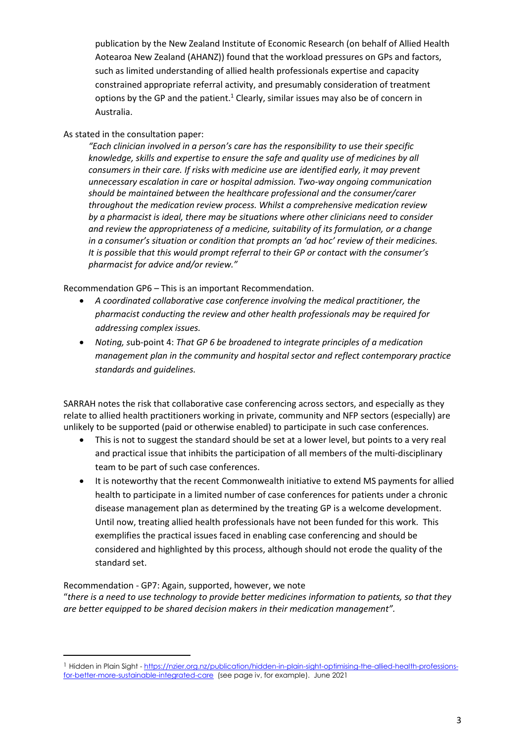publication by the New Zealand Institute of Economic Research (on behalf of Allied Health Aotearoa New Zealand (AHANZ)) found that the workload pressures on GPs and factors, such as limited understanding of allied health professionals expertise and capacity constrained appropriate referral activity, and presumably consideration of treatment options by the GP and the patient.[1] Clearly, similar issues may also be of concern in Australia.

As stated in the consultation paper:

*"Each clinician involved in a person's care has the responsibility to use their specific knowledge, skills and expertise to ensure the safe and quality use of medicines by all consumers in their care. If risks with medicine use are identified early, it may prevent unnecessary escalation in care or hospital admission. Two-way ongoing communication should be maintained between the healthcare professional and the consumer/carer throughout the medication review process. Whilst a comprehensive medication review by a pharmacist is ideal, there may be situations where other clinicians need to consider and review the appropriateness of a medicine, suitability of its formulation, or a change in a consumer's situation or condition that prompts an 'ad hoc' review of their medicines. It is possible that this would prompt referral to their GP or contact with the consumer's pharmacist for advice and/or review."*

Recommendation GP6 – This is an important Recommendation.

- *A coordinated collaborative case conference involving the medical practitioner, the pharmacist conducting the review and other health professionals may be required for addressing complex issues.*
- *Noting, s*ub-point 4: *That GP 6 be broadened to integrate principles of a medication management plan in the community and hospital sector and reflect contemporary practice standards and guidelines.*

SARRAH notes the risk that collaborative case conferencing across sectors, and especially as they relate to allied health practitioners working in private, community and NFP sectors (especially) are unlikely to be supported (paid or otherwise enabled) to participate in such case conferences.

- This is not to suggest the standard should be set at a lower level, but points to a very real and practical issue that inhibits the participation of all members of the multi-disciplinary team to be part of such case conferences.
- It is noteworthy that the recent Commonwealth initiative to extend MS payments for allied health to participate in a limited number of case conferences for patients under a chronic disease management plan as determined by the treating GP is a welcome development. Until now, treating allied health professionals have not been funded for this work. This exemplifies the practical issues faced in enabling case conferencing and should be considered and highlighted by this process, although should not erode the quality of the standard set.

Recommendation - GP7: Again, supported, however, we note
"*there is a need to use technology to provide better medicines information to patients, so that they are better equipped to be shared decision makers in their medication management".*

---

[1] Hidden in Plain Sight - https://nzier.org.nz/publication/hidden-in-plain-sight-optimising-the-allied-health-professions-for-better-more-sustainable-integrated-care (see page iv, for example). June 2021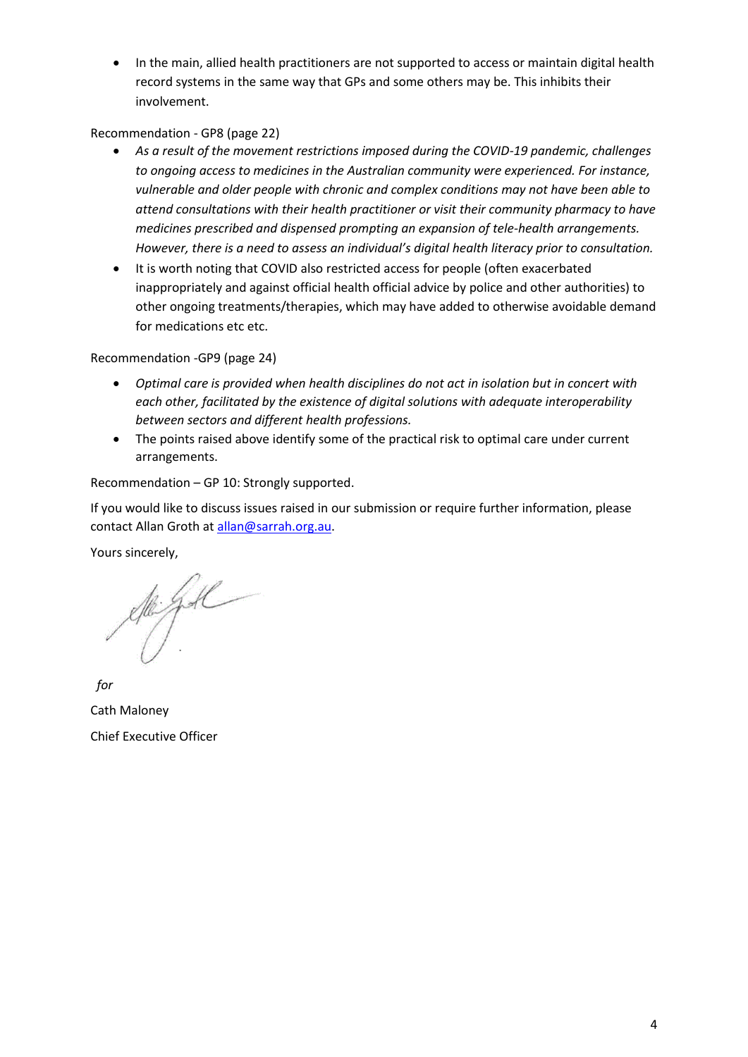- In the main, allied health practitioners are not supported to access or maintain digital health record systems in the same way that GPs and some others may be. This inhibits their involvement.

Recommendation - GP8 (page 22)

- *As a result of the movement restrictions imposed during the COVID-19 pandemic, challenges to ongoing access to medicines in the Australian community were experienced. For instance, vulnerable and older people with chronic and complex conditions may not have been able to attend consultations with their health practitioner or visit their community pharmacy to have medicines prescribed and dispensed prompting an expansion of tele-health arrangements. However, there is a need to assess an individual's digital health literacy prior to consultation.*
- It is worth noting that COVID also restricted access for people (often exacerbated inappropriately and against official health official advice by police and other authorities) to other ongoing treatments/therapies, which may have added to otherwise avoidable demand for medications etc etc.

Recommendation -GP9 (page 24)

- *Optimal care is provided when health disciplines do not act in isolation but in concert with each other, facilitated by the existence of digital solutions with adequate interoperability between sectors and different health professions.*
- The points raised above identify some of the practical risk to optimal care under current arrangements.

Recommendation – GP 10: Strongly supported.

If you would like to discuss issues raised in our submission or require further information, please contact Allan Groth at allan@sarrah.org.au.

Yours sincerely,

*for*

Cath Maloney

Chief Executive Officer